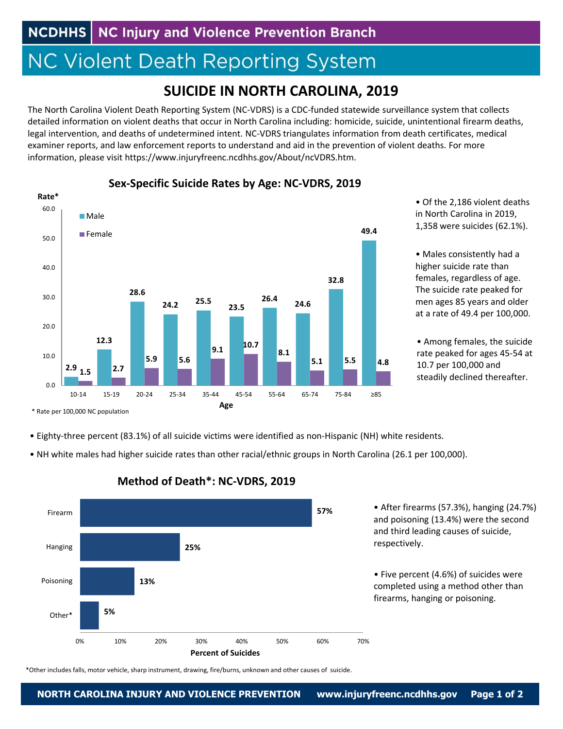NCDHHS | NC Injury and Violence Prevention Branch

# NC Violent Death Reporting System

## SUICIDE IN NORTH CAROLINA, 2019

The North Carolina Violent Death Reporting System (NC-VDRS) is a CDC-funded statewide surveillance system that collects detailed information on violent deaths that occur in North Carolina including: homicide, suicide, unintentional firearm deaths, legal intervention, and deaths of undetermined intent. NC-VDRS triangulates information from death certificates, medical examiner reports, and law enforcement reports to understand and aid in the prevention of violent deaths. For more information, please visit https://www.injuryfreenc.ncdhhs.gov/About/ncVDRS.htm.

### Sex-Specific Suicide Rates by Age: NC-VDRS, 2019

| Age | Male Rate* | Female Rate* |
|---|---|---|
| 10-14 | 2.9 | 1.5 |
| 15-19 | 12.3 | 2.7 |
| 20-24 | 28.6 | 5.9 |
| 25-34 | 24.2 | 5.6 |
| 35-44 | 25.5 | 9.1 |
| 45-54 | 23.5 | 10.7 |
| 55-64 | 26.4 | 8.1 |
| 65-74 | 24.6 | 5.1 |
| 75-84 | 32.8 | 5.5 |
| ≥85 | 49.4 | 4.8 |

* Rate per 100,000 NC population

- Of the 2,186 violent deaths in North Carolina in 2019, 1,358 were suicides (62.1%).
- Males consistently had a higher suicide rate than females, regardless of age. The suicide rate peaked for men ages 85 years and older at a rate of 49.4 per 100,000.
- Among females, the suicide rate peaked for ages 45-54 at 10.7 per 100,000 and steadily declined thereafter.

- Eighty-three percent (83.1%) of all suicide victims were identified as non-Hispanic (NH) white residents.
- NH white males had higher suicide rates than other racial/ethnic groups in North Carolina (26.1 per 100,000).

### Method of Death*: NC-VDRS, 2019

| Method | Percent of Suicides |
|---|---|
| Firearm | 57% |
| Hanging | 25% |
| Poisoning | 13% |
| Other* | 5% |

- After firearms (57.3%), hanging (24.7%) and poisoning (13.4%) were the second and third leading causes of suicide, respectively.
- Five percent (4.6%) of suicides were completed using a method other than firearms, hanging or poisoning.

*Other includes falls, motor vehicle, sharp instrument, drawing, fire/burns, unknown and other causes of suicide.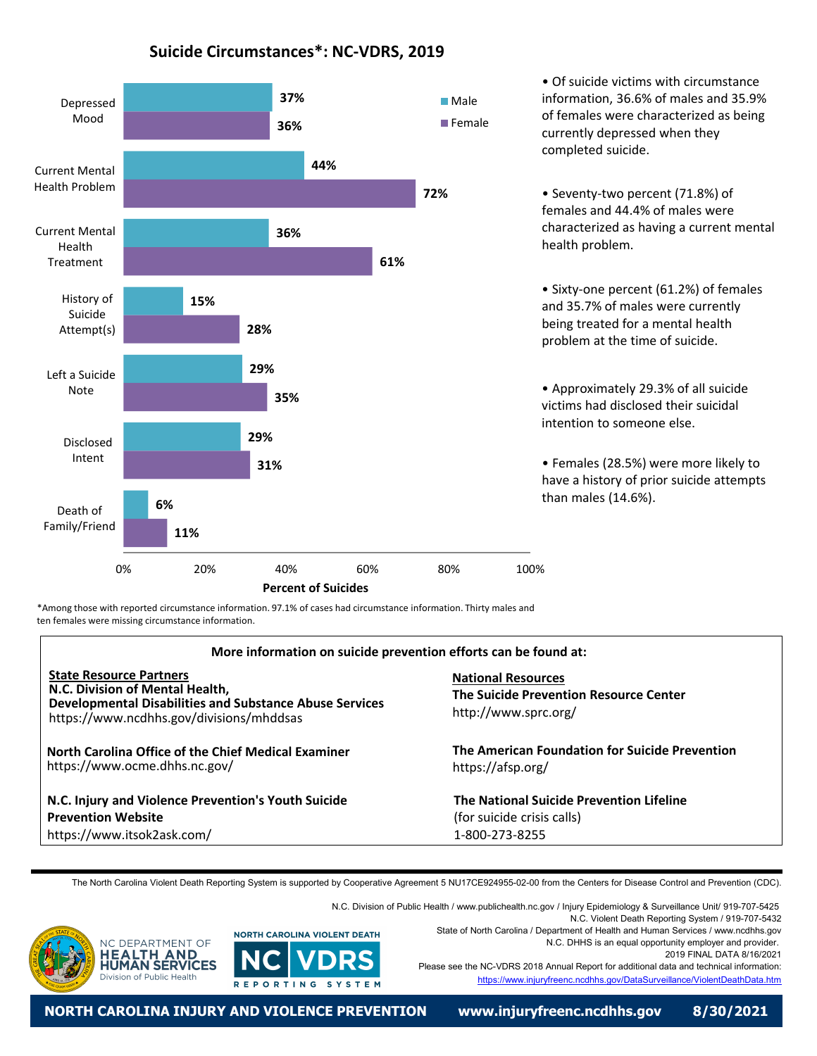## Suicide Circumstances*: NC-VDRS, 2019

Male
Female

Depressed Mood: 37%, 36%
Current Mental Health Problem: 44%, 72%
Current Mental Health Treatment: 36%, 61%
History of Suicide Attempt(s): 15%, 28%
Left a Suicide Note: 29%, 35%
Disclosed Intent: 29%, 31%
Death of Family/Friend: 6%, 11%

0% 20% 40% 60% 80% 100%

Percent of Suicides

- Of suicide victims with circumstance information, 36.6% of males and 35.9% of females were characterized as being currently depressed when they completed suicide.
- Seventy-two percent (71.8%) of females and 44.4% of males were characterized as having a current mental health problem.
- Sixty-one percent (61.2%) of females and 35.7% of males were currently being treated for a mental health problem at the time of suicide.
- Approximately 29.3% of all suicide victims had disclosed their suicidal intention to someone else.
- Females (28.5%) were more likely to have a history of prior suicide attempts than males (14.6%).

*Among those with reported circumstance information. 97.1% of cases had circumstance information. Thirty males and ten females were missing circumstance information.

**More information on suicide prevention efforts can be found at:**

**State Resource Partners**

**N.C. Division of Mental Health, Developmental Disabilities and Substance Abuse Services**
https://www.ncdhhs.gov/divisions/mhddsas

**North Carolina Office of the Chief Medical Examiner**
https://www.ocme.dhhs.nc.gov/

**N.C. Injury and Violence Prevention's Youth Suicide Prevention Website**
https://www.itsok2ask.com/

**National Resources**

**The Suicide Prevention Resource Center**
http://www.sprc.org/

**The American Foundation for Suicide Prevention**
https://afsp.org/

**The National Suicide Prevention Lifeline**
(for suicide crisis calls)
1-800-273-8255

The North Carolina Violent Death Reporting System is supported by Cooperative Agreement 5 NU17CE924955-02-00 from the Centers for Disease Control and Prevention (CDC).

N.C. Division of Public Health / www.publichealth.nc.gov / Injury Epidemiology & Surveillance Unit/ 919-707-5425
N.C. Violent Death Reporting System / 919-707-5432
State of North Carolina / Department of Health and Human Services / www.ncdhhs.gov
N.C. DHHS is an equal opportunity employer and provider.
2019 FINAL DATA 8/16/2021
Please see the NC-VDRS 2018 Annual Report for additional data and technical information:
https://www.injuryfreenc.ncdhhs.gov/DataSurveillance/ViolentDeathData.htm

NC DEPARTMENT OF HEALTH AND HUMAN SERVICES Division of Public Health

NORTH CAROLINA VIOLENT DEATH NC VDRS REPORTING SYSTEM

**NORTH CAROLINA INJURY AND VIOLENCE PREVENTION** **www.injuryfreenc.ncdhhs.gov** **8/30/2021**